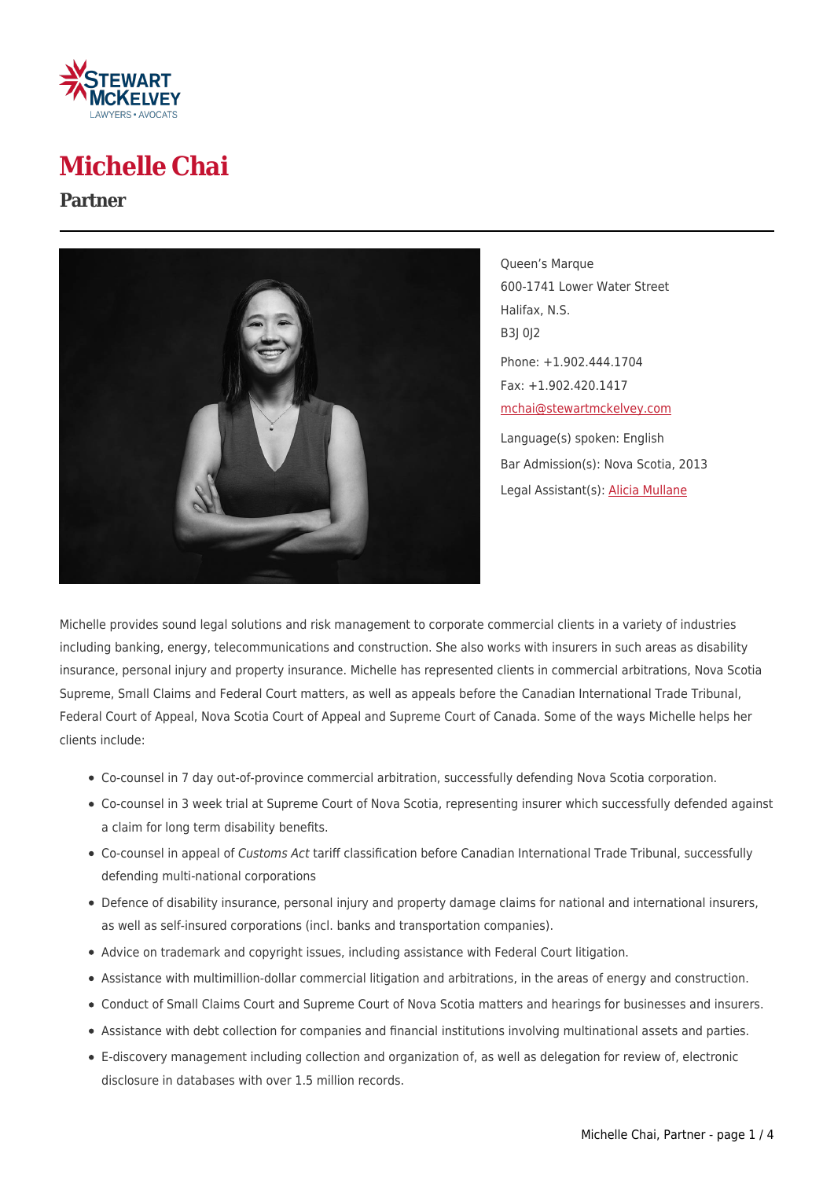# Michelle Chai

## Partner

Queen's Marque
600-1741 Lower Water Street
Halifax, N.S.
B3J 0J2

Phone: +1.902.444.1704

Fax: +1.902.420.1417

mchai@stewartmckelvey.com

Language(s) spoken: English

Bar Admission(s): Nova Scotia, 2013

Legal Assistant(s): Alicia Mullane

Michelle provides sound legal solutions and risk management to corporate commercial clients in a variety of industries including banking, energy, telecommunications and construction. She also works with insurers in such areas as disability insurance, personal injury and property insurance. Michelle has represented clients in commercial arbitrations, Nova Scotia Supreme, Small Claims and Federal Court matters, as well as appeals before the Canadian International Trade Tribunal, Federal Court of Appeal, Nova Scotia Court of Appeal and Supreme Court of Canada. Some of the ways Michelle helps her clients include:

- Co-counsel in 7 day out-of-province commercial arbitration, successfully defending Nova Scotia corporation.
- Co-counsel in 3 week trial at Supreme Court of Nova Scotia, representing insurer which successfully defended against a claim for long term disability benefits.
- Co-counsel in appeal of *Customs Act* tariff classification before Canadian International Trade Tribunal, successfully defending multi-national corporations
- Defence of disability insurance, personal injury and property damage claims for national and international insurers, as well as self-insured corporations (incl. banks and transportation companies).
- Advice on trademark and copyright issues, including assistance with Federal Court litigation.
- Assistance with multimillion-dollar commercial litigation and arbitrations, in the areas of energy and construction.
- Conduct of Small Claims Court and Supreme Court of Nova Scotia matters and hearings for businesses and insurers.
- Assistance with debt collection for companies and financial institutions involving multinational assets and parties.
- E-discovery management including collection and organization of, as well as delegation for review of, electronic disclosure in databases with over 1.5 million records.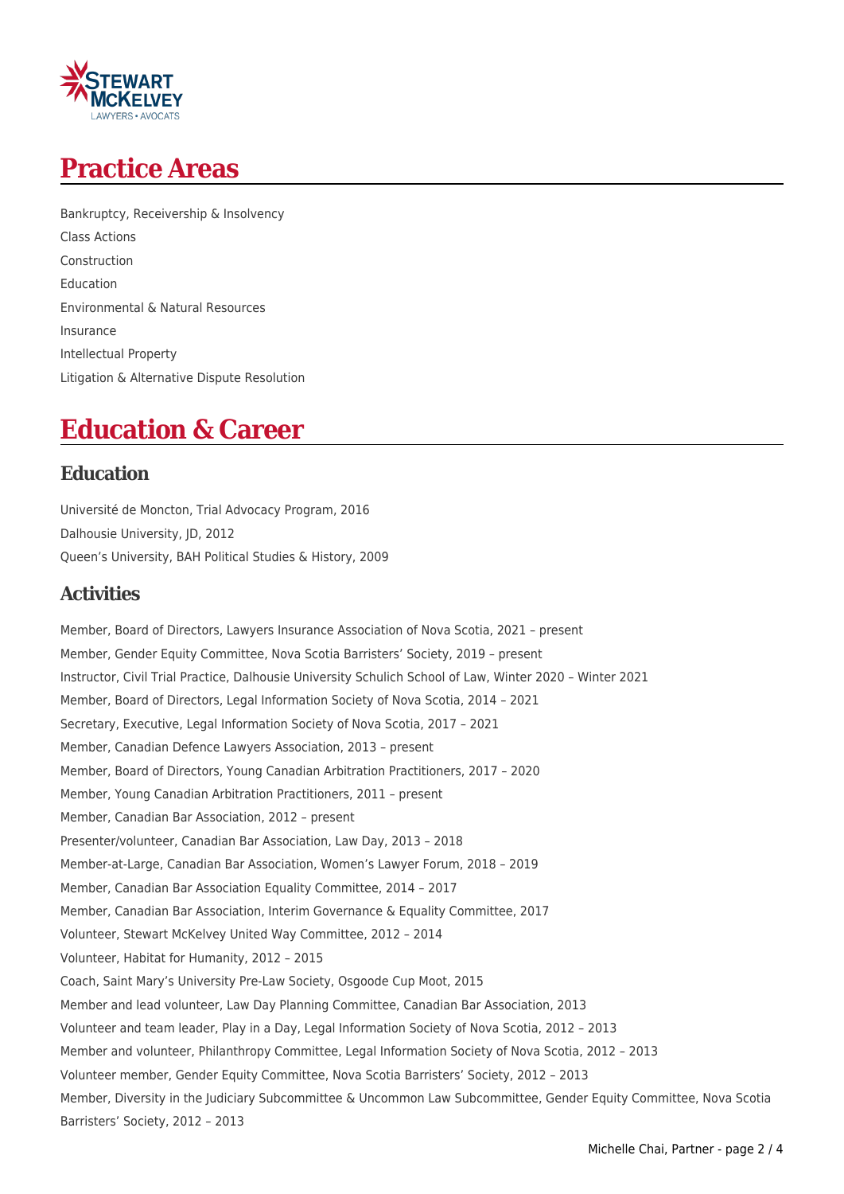# Practice Areas

Bankruptcy, Receivership & Insolvency
Class Actions
Construction
Education
Environmental & Natural Resources
Insurance
Intellectual Property
Litigation & Alternative Dispute Resolution

# Education & Career

## Education

Université de Moncton, Trial Advocacy Program, 2016
Dalhousie University, JD, 2012
Queen's University, BAH Political Studies & History, 2009

## Activities

Member, Board of Directors, Lawyers Insurance Association of Nova Scotia, 2021 – present
Member, Gender Equity Committee, Nova Scotia Barristers' Society, 2019 – present
Instructor, Civil Trial Practice, Dalhousie University Schulich School of Law, Winter 2020 – Winter 2021
Member, Board of Directors, Legal Information Society of Nova Scotia, 2014 – 2021
Secretary, Executive, Legal Information Society of Nova Scotia, 2017 – 2021
Member, Canadian Defence Lawyers Association, 2013 – present
Member, Board of Directors, Young Canadian Arbitration Practitioners, 2017 – 2020
Member, Young Canadian Arbitration Practitioners, 2011 – present
Member, Canadian Bar Association, 2012 – present
Presenter/volunteer, Canadian Bar Association, Law Day, 2013 – 2018
Member-at-Large, Canadian Bar Association, Women's Lawyer Forum, 2018 – 2019
Member, Canadian Bar Association Equality Committee, 2014 – 2017
Member, Canadian Bar Association, Interim Governance & Equality Committee, 2017
Volunteer, Stewart McKelvey United Way Committee, 2012 – 2014
Volunteer, Habitat for Humanity, 2012 – 2015
Coach, Saint Mary's University Pre-Law Society, Osgoode Cup Moot, 2015
Member and lead volunteer, Law Day Planning Committee, Canadian Bar Association, 2013
Volunteer and team leader, Play in a Day, Legal Information Society of Nova Scotia, 2012 – 2013
Member and volunteer, Philanthropy Committee, Legal Information Society of Nova Scotia, 2012 – 2013
Volunteer member, Gender Equity Committee, Nova Scotia Barristers' Society, 2012 – 2013
Member, Diversity in the Judiciary Subcommittee & Uncommon Law Subcommittee, Gender Equity Committee, Nova Scotia Barristers' Society, 2012 – 2013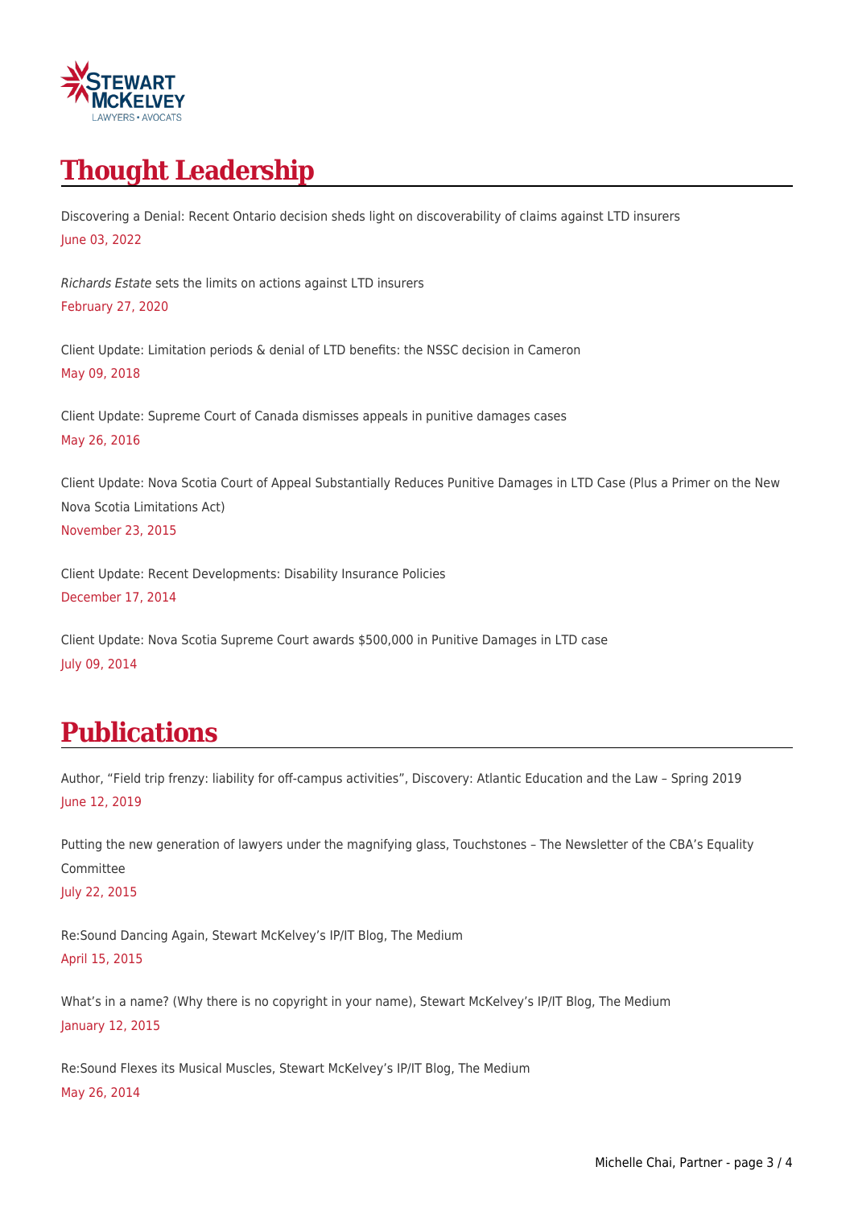# Thought Leadership

Discovering a Denial: Recent Ontario decision sheds light on discoverability of claims against LTD insurers
June 03, 2022

*Richards Estate* sets the limits on actions against LTD insurers
February 27, 2020

Client Update: Limitation periods & denial of LTD benefits: the NSSC decision in Cameron
May 09, 2018

Client Update: Supreme Court of Canada dismisses appeals in punitive damages cases
May 26, 2016

Client Update: Nova Scotia Court of Appeal Substantially Reduces Punitive Damages in LTD Case (Plus a Primer on the New Nova Scotia Limitations Act)
November 23, 2015

Client Update: Recent Developments: Disability Insurance Policies
December 17, 2014

Client Update: Nova Scotia Supreme Court awards $500,000 in Punitive Damages in LTD case
July 09, 2014

# Publications

Author, "Field trip frenzy: liability for off-campus activities", Discovery: Atlantic Education and the Law – Spring 2019
June 12, 2019

Putting the new generation of lawyers under the magnifying glass, Touchstones – The Newsletter of the CBA's Equality Committee
July 22, 2015

Re:Sound Dancing Again, Stewart McKelvey's IP/IT Blog, The Medium
April 15, 2015

What's in a name? (Why there is no copyright in your name), Stewart McKelvey's IP/IT Blog, The Medium
January 12, 2015

Re:Sound Flexes its Musical Muscles, Stewart McKelvey's IP/IT Blog, The Medium
May 26, 2014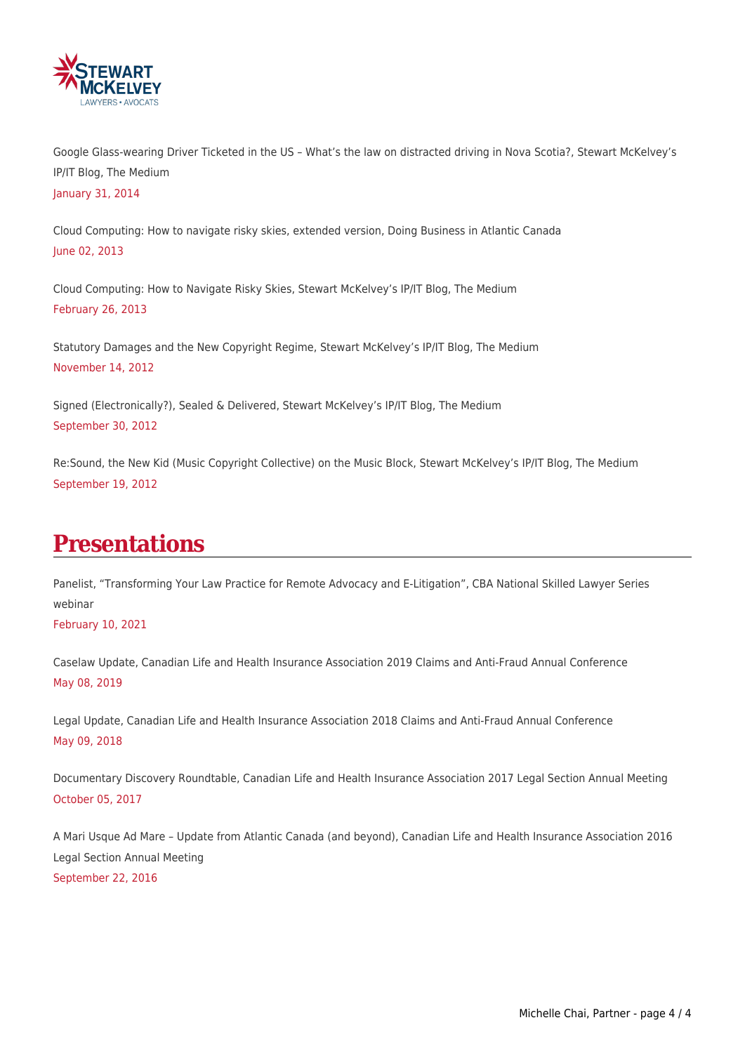Google Glass-wearing Driver Ticketed in the US – What's the law on distracted driving in Nova Scotia?, Stewart McKelvey's IP/IT Blog, The Medium
January 31, 2014

Cloud Computing: How to navigate risky skies, extended version, Doing Business in Atlantic Canada
June 02, 2013

Cloud Computing: How to Navigate Risky Skies, Stewart McKelvey's IP/IT Blog, The Medium
February 26, 2013

Statutory Damages and the New Copyright Regime, Stewart McKelvey's IP/IT Blog, The Medium
November 14, 2012

Signed (Electronically?), Sealed & Delivered, Stewart McKelvey's IP/IT Blog, The Medium
September 30, 2012

Re:Sound, the New Kid (Music Copyright Collective) on the Music Block, Stewart McKelvey's IP/IT Blog, The Medium
September 19, 2012

# Presentations

Panelist, "Transforming Your Law Practice for Remote Advocacy and E-Litigation", CBA National Skilled Lawyer Series webinar
February 10, 2021

Caselaw Update, Canadian Life and Health Insurance Association 2019 Claims and Anti-Fraud Annual Conference
May 08, 2019

Legal Update, Canadian Life and Health Insurance Association 2018 Claims and Anti-Fraud Annual Conference
May 09, 2018

Documentary Discovery Roundtable, Canadian Life and Health Insurance Association 2017 Legal Section Annual Meeting
October 05, 2017

A Mari Usque Ad Mare – Update from Atlantic Canada (and beyond), Canadian Life and Health Insurance Association 2016 Legal Section Annual Meeting
September 22, 2016